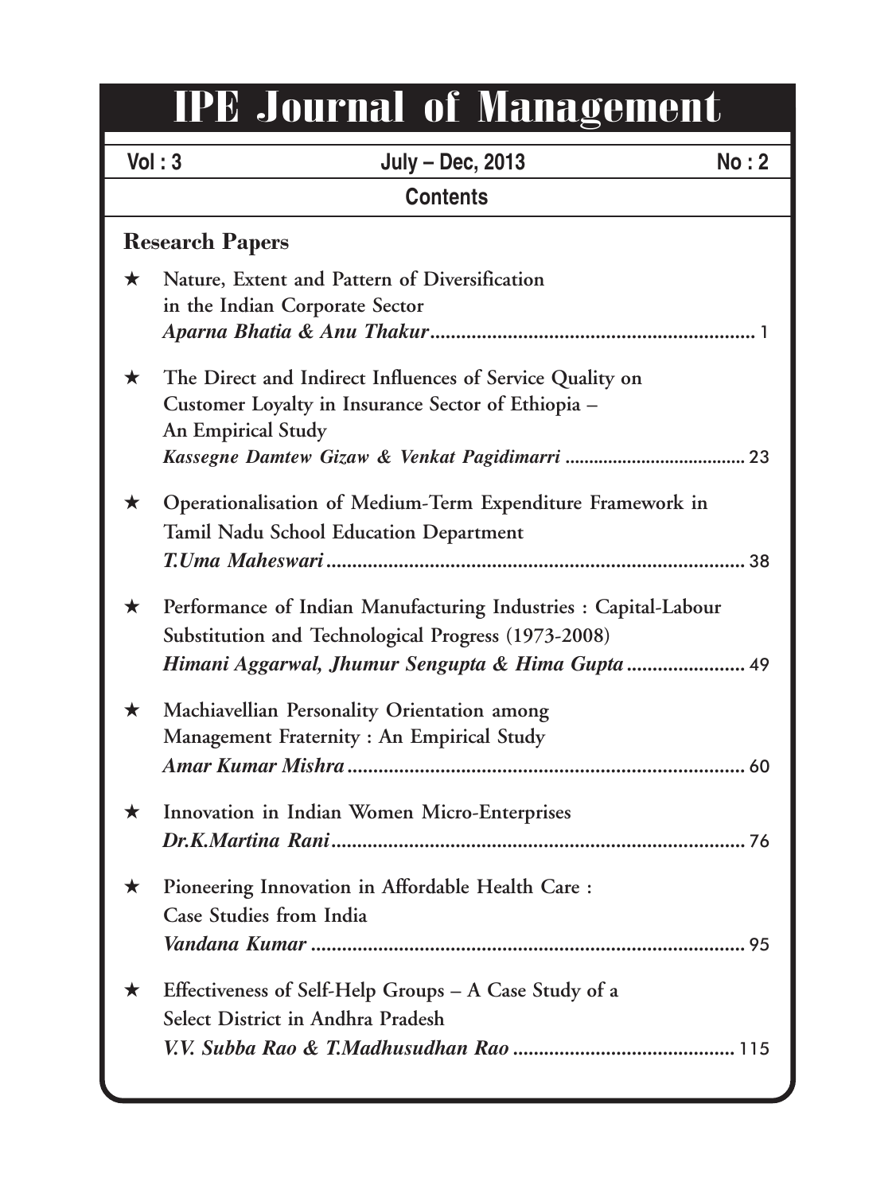# IPE Journal of Management

**Vol : 3** | **July – Dec, 2013** | **No : 2**

## Contents

### Research Papers

★ **Nature, Extent and Pattern of Diversification in the Indian Corporate Sector**
*Aparna Bhatia & Anu Thakur* .................................................... 1

★ **The Direct and Indirect Influences of Service Quality on Customer Loyalty in Insurance Sector of Ethiopia – An Empirical Study**
*Kassegne Damtew Gizaw & Venkat Pagidimarri* .................................................... 23

★ **Operationalisation of Medium-Term Expenditure Framework in Tamil Nadu School Education Department**
*T.Uma Maheswari* .................................................... 38

★ **Performance of Indian Manufacturing Industries : Capital-Labour Substitution and Technological Progress (1973-2008)**
*Himani Aggarwal, Jhumur Sengupta & Hima Gupta* .................................................... 49

★ **Machiavellian Personality Orientation among Management Fraternity : An Empirical Study**
*Amar Kumar Mishra* .................................................... 60

★ **Innovation in Indian Women Micro-Enterprises**
*Dr.K.Martina Rani* .................................................... 76

★ **Pioneering Innovation in Affordable Health Care : Case Studies from India**
*Vandana Kumar* .................................................... 95

★ **Effectiveness of Self-Help Groups – A Case Study of a Select District in Andhra Pradesh**
*V.V. Subba Rao & T.Madhusudhan Rao* .................................................... 115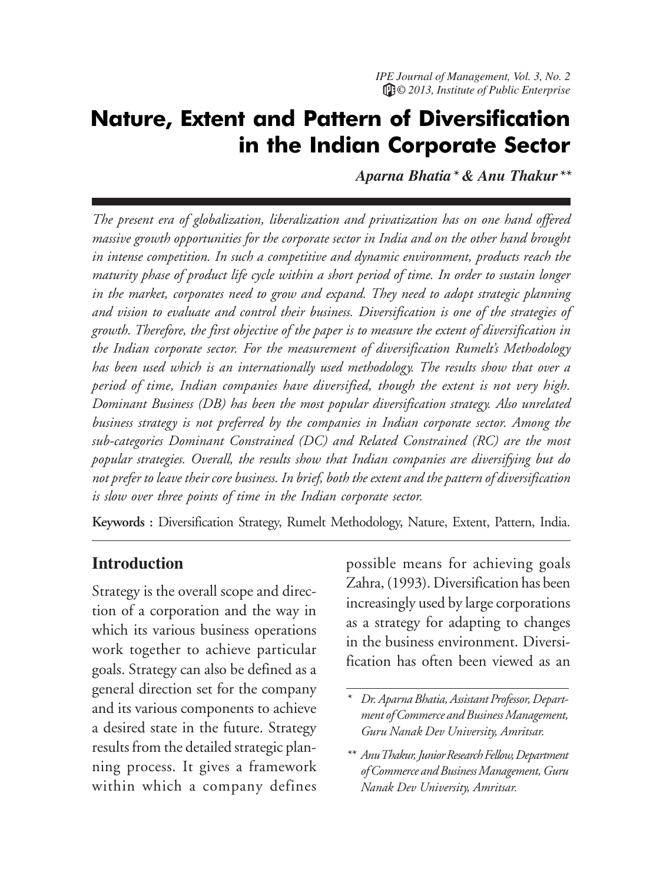# Nature, Extent and Pattern of Diversification in the Indian Corporate Sector

***Aparna Bhatia\* & Anu Thakur\*\****

*The present era of globalization, liberalization and privatization has on one hand offered massive growth opportunities for the corporate sector in India and on the other hand brought in intense competition. In such a competitive and dynamic environment, products reach the maturity phase of product life cycle within a short period of time. In order to sustain longer in the market, corporates need to grow and expand. They need to adopt strategic planning and vision to evaluate and control their business. Diversification is one of the strategies of growth. Therefore, the first objective of the paper is to measure the extent of diversification in the Indian corporate sector. For the measurement of diversification Rumelt's Methodology has been used which is an internationally used methodology. The results show that over a period of time, Indian companies have diversified, though the extent is not very high. Dominant Business (DB) has been the most popular diversification strategy. Also unrelated business strategy is not preferred by the companies in Indian corporate sector. Among the sub-categories Dominant Constrained (DC) and Related Constrained (RC) are the most popular strategies. Overall, the results show that Indian companies are diversifying but do not prefer to leave their core business. In brief, both the extent and the pattern of diversification is slow over three points of time in the Indian corporate sector.*

**Keywords :** Diversification Strategy, Rumelt Methodology, Nature, Extent, Pattern, India.

## Introduction

Strategy is the overall scope and direction of a corporation and the way in which its various business operations work together to achieve particular goals. Strategy can also be defined as a general direction set for the company and its various components to achieve a desired state in the future. Strategy results from the detailed strategic planning process. It gives a framework within which a company defines possible means for achieving goals Zahra, (1993). Diversification has been increasingly used by large corporations as a strategy for adapting to changes in the business environment. Diversification has often been viewed as an

\* *Dr. Aparna Bhatia, Assistant Professor, Department of Commerce and Business Management, Guru Nanak Dev University, Amritsar.*

\*\* *Anu Thakur, Junior Research Fellow, Department of Commerce and Business Management, Guru Nanak Dev University, Amritsar.*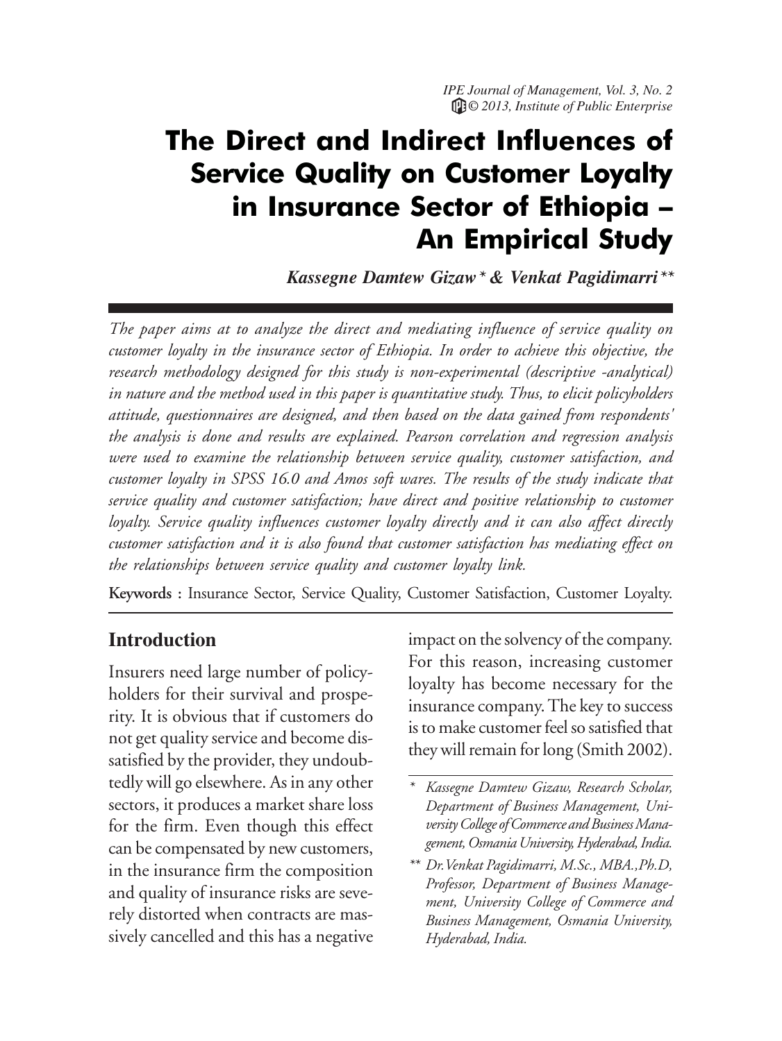# The Direct and Indirect Influences of Service Quality on Customer Loyalty in Insurance Sector of Ethiopia – An Empirical Study

***Kassegne Damtew Gizaw\* & Venkat Pagidimarri\*\****

*The paper aims at to analyze the direct and mediating influence of service quality on customer loyalty in the insurance sector of Ethiopia. In order to achieve this objective, the research methodology designed for this study is non-experimental (descriptive -analytical) in nature and the method used in this paper is quantitative study. Thus, to elicit policyholders attitude, questionnaires are designed, and then based on the data gained from respondents' the analysis is done and results are explained. Pearson correlation and regression analysis were used to examine the relationship between service quality, customer satisfaction, and customer loyalty in SPSS 16.0 and Amos soft wares. The results of the study indicate that service quality and customer satisfaction; have direct and positive relationship to customer loyalty. Service quality influences customer loyalty directly and it can also affect directly customer satisfaction and it is also found that customer satisfaction has mediating effect on the relationships between service quality and customer loyalty link.*

**Keywords :** Insurance Sector, Service Quality, Customer Satisfaction, Customer Loyalty.

## Introduction

Insurers need large number of policyholders for their survival and prosperity. It is obvious that if customers do not get quality service and become dissatisfied by the provider, they undoubtedly will go elsewhere. As in any other sectors, it produces a market share loss for the firm. Even though this effect can be compensated by new customers, in the insurance firm the composition and quality of insurance risks are severely distorted when contracts are massively cancelled and this has a negative impact on the solvency of the company. For this reason, increasing customer loyalty has become necessary for the insurance company. The key to success is to make customer feel so satisfied that they will remain for long (Smith 2002).

*\* Kassegne Damtew Gizaw, Research Scholar, Department of Business Management, University College of Commerce and Business Management, Osmania University, Hyderabad, India.*

*\*\* Dr.Venkat Pagidimarri, M.Sc., MBA.,Ph.D, Professor, Department of Business Management, University College of Commerce and Business Management, Osmania University, Hyderabad, India.*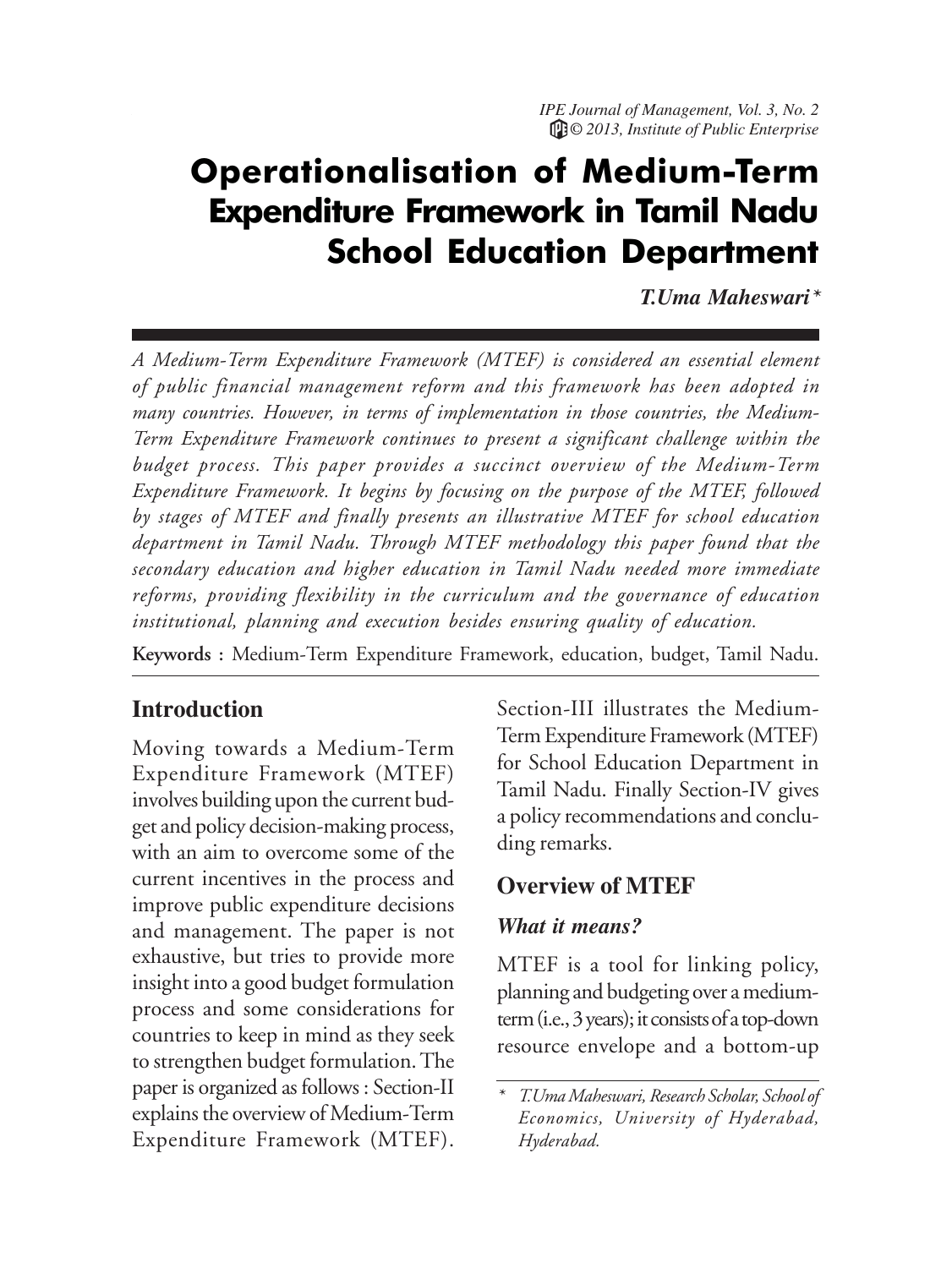# Operationalisation of Medium-Term Expenditure Framework in Tamil Nadu School Education Department

***T.Uma Maheswari****

*A Medium-Term Expenditure Framework (MTEF) is considered an essential element of public financial management reform and this framework has been adopted in many countries. However, in terms of implementation in those countries, the Medium-Term Expenditure Framework continues to present a significant challenge within the budget process. This paper provides a succinct overview of the Medium-Term Expenditure Framework. It begins by focusing on the purpose of the MTEF, followed by stages of MTEF and finally presents an illustrative MTEF for school education department in Tamil Nadu. Through MTEF methodology this paper found that the secondary education and higher education in Tamil Nadu needed more immediate reforms, providing flexibility in the curriculum and the governance of education institutional, planning and execution besides ensuring quality of education.*

**Keywords :** Medium-Term Expenditure Framework, education, budget, Tamil Nadu.

## Introduction

Moving towards a Medium-Term Expenditure Framework (MTEF) involves building upon the current budget and policy decision-making process, with an aim to overcome some of the current incentives in the process and improve public expenditure decisions and management. The paper is not exhaustive, but tries to provide more insight into a good budget formulation process and some considerations for countries to keep in mind as they seek to strengthen budget formulation. The paper is organized as follows : Section-II explains the overview of Medium-Term Expenditure Framework (MTEF). Section-III illustrates the Medium-Term Expenditure Framework (MTEF) for School Education Department in Tamil Nadu. Finally Section-IV gives a policy recommendations and concluding remarks.

## Overview of MTEF

### *What it means?*

MTEF is a tool for linking policy, planning and budgeting over a medium-term (i.e., 3 years); it consists of a top-down resource envelope and a bottom-up

\* *T.Uma Maheswari, Research Scholar, School of Economics, University of Hyderabad, Hyderabad.*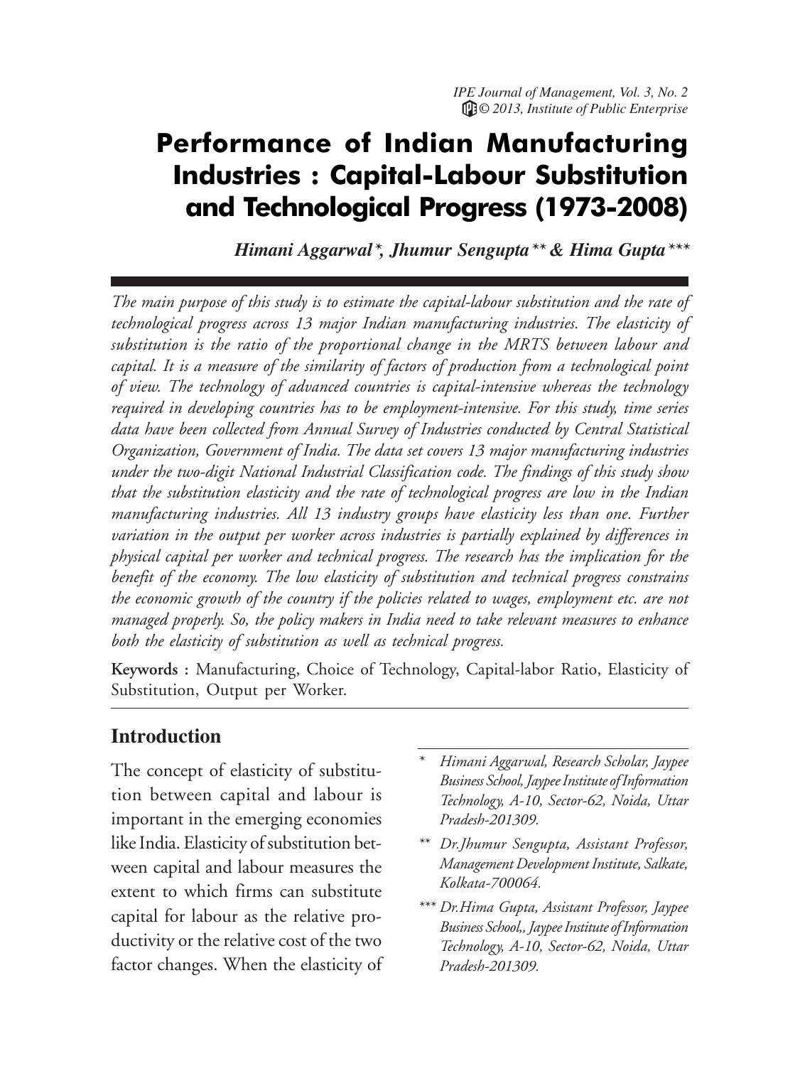# Performance of Indian Manufacturing Industries : Capital-Labour Substitution and Technological Progress (1973-2008)

***Himani Aggarwal\*, Jhumur Sengupta\*\* & Hima Gupta\*\*\****

*The main purpose of this study is to estimate the capital-labour substitution and the rate of technological progress across 13 major Indian manufacturing industries. The elasticity of substitution is the ratio of the proportional change in the MRTS between labour and capital. It is a measure of the similarity of factors of production from a technological point of view. The technology of advanced countries is capital-intensive whereas the technology required in developing countries has to be employment-intensive. For this study, time series data have been collected from Annual Survey of Industries conducted by Central Statistical Organization, Government of India. The data set covers 13 major manufacturing industries under the two-digit National Industrial Classification code. The findings of this study show that the substitution elasticity and the rate of technological progress are low in the Indian manufacturing industries. All 13 industry groups have elasticity less than one. Further variation in the output per worker across industries is partially explained by differences in physical capital per worker and technical progress. The research has the implication for the benefit of the economy. The low elasticity of substitution and technical progress constrains the economic growth of the country if the policies related to wages, employment etc. are not managed properly. So, the policy makers in India need to take relevant measures to enhance both the elasticity of substitution as well as technical progress.*

**Keywords :** Manufacturing, Choice of Technology, Capital-labor Ratio, Elasticity of Substitution, Output per Worker.

## Introduction

The concept of elasticity of substitution between capital and labour is important in the emerging economies like India. Elasticity of substitution between capital and labour measures the extent to which firms can substitute capital for labour as the relative productivity or the relative cost of the two factor changes. When the elasticity of

\* *Himani Aggarwal, Research Scholar, Jaypee Business School, Jaypee Institute of Information Technology, A-10, Sector-62, Noida, Uttar Pradesh-201309.*

\*\* *Dr.Jhumur Sengupta, Assistant Professor, Management Development Institute, Salkate, Kolkata-700064.*

\*\*\* *Dr.Hima Gupta, Assistant Professor, Jaypee Business School,, Jaypee Institute of Information Technology, A-10, Sector-62, Noida, Uttar Pradesh-201309.*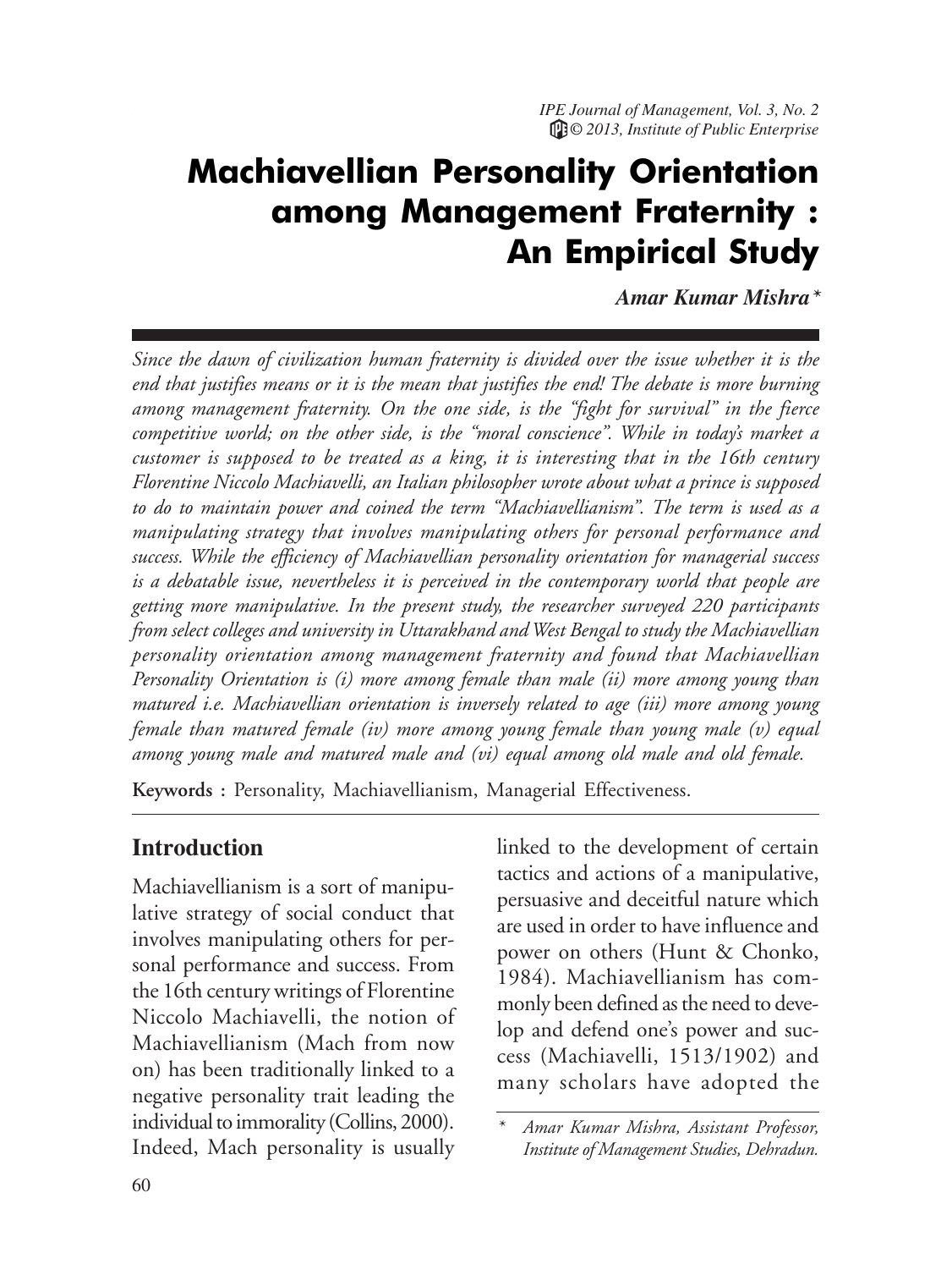# Machiavellian Personality Orientation among Management Fraternity : An Empirical Study

***Amar Kumar Mishra*** *

*Since the dawn of civilization human fraternity is divided over the issue whether it is the end that justifies means or it is the mean that justifies the end! The debate is more burning among management fraternity. On the one side, is the "fight for survival" in the fierce competitive world; on the other side, is the "moral conscience". While in today's market a customer is supposed to be treated as a king, it is interesting that in the 16th century Florentine Niccolo Machiavelli, an Italian philosopher wrote about what a prince is supposed to do to maintain power and coined the term "Machiavellianism". The term is used as a manipulating strategy that involves manipulating others for personal performance and success. While the efficiency of Machiavellian personality orientation for managerial success is a debatable issue, nevertheless it is perceived in the contemporary world that people are getting more manipulative. In the present study, the researcher surveyed 220 participants from select colleges and university in Uttarakhand and West Bengal to study the Machiavellian personality orientation among management fraternity and found that Machiavellian Personality Orientation is (i) more among female than male (ii) more among young than matured i.e. Machiavellian orientation is inversely related to age (iii) more among young female than matured female (iv) more among young female than young male (v) equal among young male and matured male and (vi) equal among old male and old female.*

**Keywords :** Personality, Machiavellianism, Managerial Effectiveness.

## Introduction

Machiavellianism is a sort of manipulative strategy of social conduct that involves manipulating others for personal performance and success. From the 16th century writings of Florentine Niccolo Machiavelli, the notion of Machiavellianism (Mach from now on) has been traditionally linked to a negative personality trait leading the individual to immorality (Collins, 2000). Indeed, Mach personality is usually linked to the development of certain tactics and actions of a manipulative, persuasive and deceitful nature which are used in order to have influence and power on others (Hunt & Chonko, 1984). Machiavellianism has commonly been defined as the need to develop and defend one's power and success (Machiavelli, 1513/1902) and many scholars have adopted the

\* *Amar Kumar Mishra, Assistant Professor, Institute of Management Studies, Dehradun.*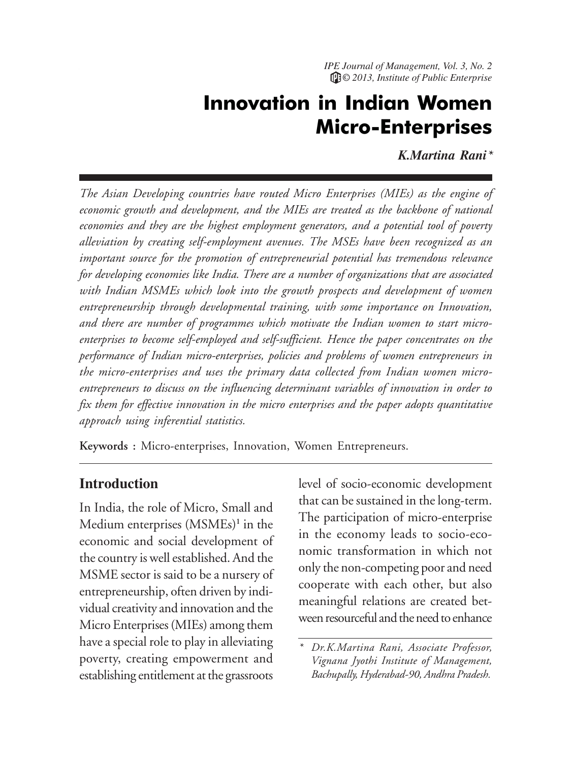# Innovation in Indian Women Micro-Enterprises

***K.Martina Rani\****

*The Asian Developing countries have routed Micro Enterprises (MIEs) as the engine of economic growth and development, and the MIEs are treated as the backbone of national economies and they are the highest employment generators, and a potential tool of poverty alleviation by creating self-employment avenues. The MSEs have been recognized as an important source for the promotion of entrepreneurial potential has tremendous relevance for developing economies like India. There are a number of organizations that are associated with Indian MSMEs which look into the growth prospects and development of women entrepreneurship through developmental training, with some importance on Innovation, and there are number of programmes which motivate the Indian women to start micro-enterprises to become self-employed and self-sufficient. Hence the paper concentrates on the performance of Indian micro-enterprises, policies and problems of women entrepreneurs in the micro-enterprises and uses the primary data collected from Indian women micro-entrepreneurs to discuss on the influencing determinant variables of innovation in order to fix them for effective innovation in the micro enterprises and the paper adopts quantitative approach using inferential statistics.*

**Keywords :** Micro-enterprises, Innovation, Women Entrepreneurs.

## Introduction

In India, the role of Micro, Small and Medium enterprises (MSMEs)[1] in the economic and social development of the country is well established. And the MSME sector is said to be a nursery of entrepreneurship, often driven by individual creativity and innovation and the Micro Enterprises (MIEs) among them have a special role to play in alleviating poverty, creating empowerment and establishing entitlement at the grassroots level of socio-economic development that can be sustained in the long-term. The participation of micro-enterprise in the economy leads to socio-economic transformation in which not only the non-competing poor and need cooperate with each other, but also meaningful relations are created between resourceful and the need to enhance

\* *Dr.K.Martina Rani, Associate Professor, Vignana Jyothi Institute of Management, Bachupally, Hyderabad-90, Andhra Pradesh.*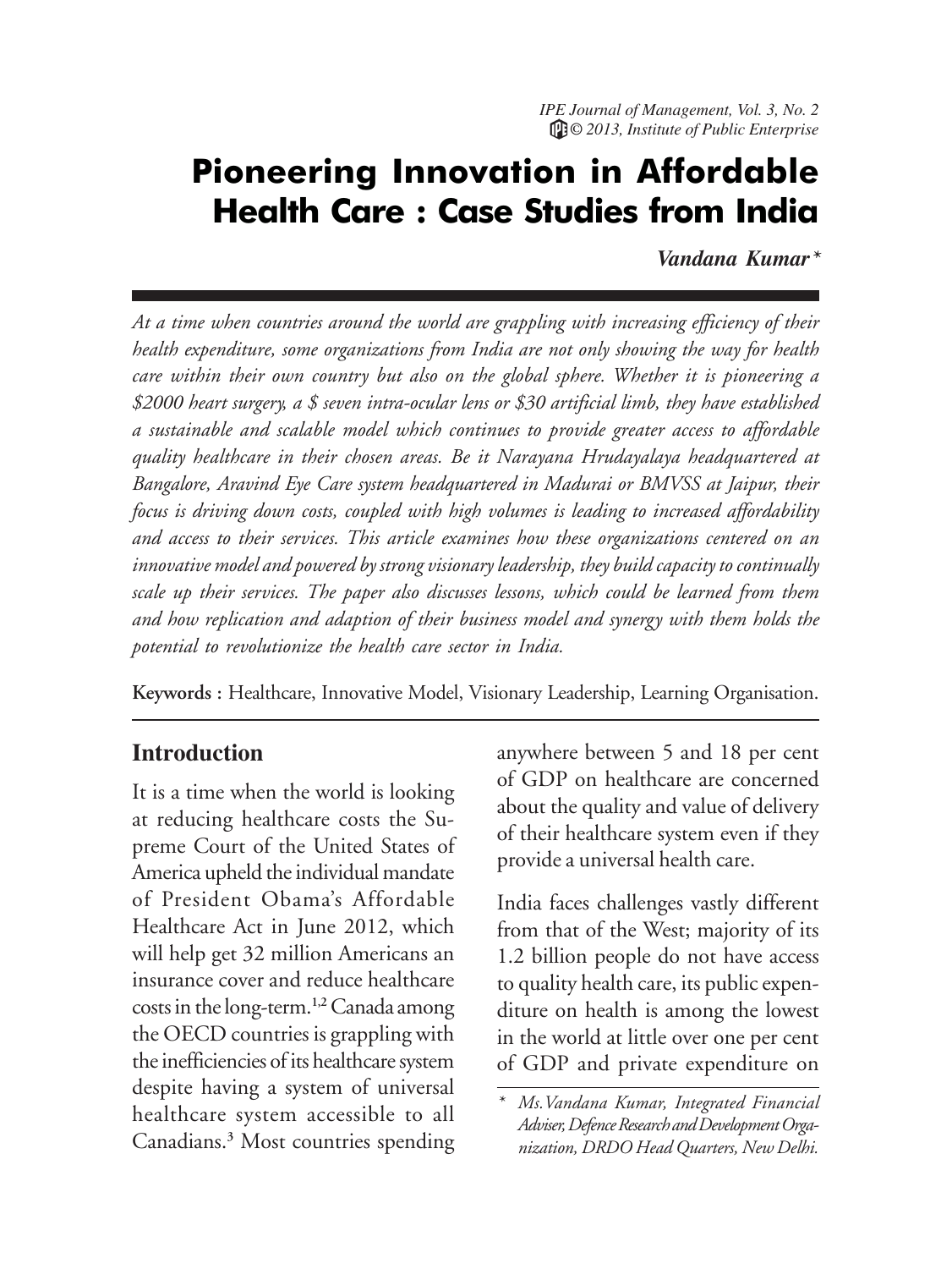# Pioneering Innovation in Affordable Health Care : Case Studies from India

***Vandana Kumar*** *

*At a time when countries around the world are grappling with increasing efficiency of their health expenditure, some organizations from India are not only showing the way for health care within their own country but also on the global sphere. Whether it is pioneering a $2000 heart surgery, a $ seven intra-ocular lens or $30 artificial limb, they have established a sustainable and scalable model which continues to provide greater access to affordable quality healthcare in their chosen areas. Be it Narayana Hrudayalaya headquartered at Bangalore, Aravind Eye Care system headquartered in Madurai or BMVSS at Jaipur, their focus is driving down costs, coupled with high volumes is leading to increased affordability and access to their services. This article examines how these organizations centered on an innovative model and powered by strong visionary leadership, they build capacity to continually scale up their services. The paper also discusses lessons, which could be learned from them and how replication and adaption of their business model and synergy with them holds the potential to revolutionize the health care sector in India.*

**Keywords :** Healthcare, Innovative Model, Visionary Leadership, Learning Organisation.

## Introduction

It is a time when the world is looking at reducing healthcare costs the Supreme Court of the United States of America upheld the individual mandate of President Obama's Affordable Healthcare Act in June 2012, which will help get 32 million Americans an insurance cover and reduce healthcare costs in the long-term.[1,2] Canada among the OECD countries is grappling with the inefficiencies of its healthcare system despite having a system of universal healthcare system accessible to all Canadians.[3] Most countries spending anywhere between 5 and 18 per cent of GDP on healthcare are concerned about the quality and value of delivery of their healthcare system even if they provide a universal health care.

India faces challenges vastly different from that of the West; majority of its 1.2 billion people do not have access to quality health care, its public expenditure on health is among the lowest in the world at little over one per cent of GDP and private expenditure on

\* *Ms. Vandana Kumar, Integrated Financial Adviser, Defence Research and Development Organization, DRDO Head Quarters, New Delhi.*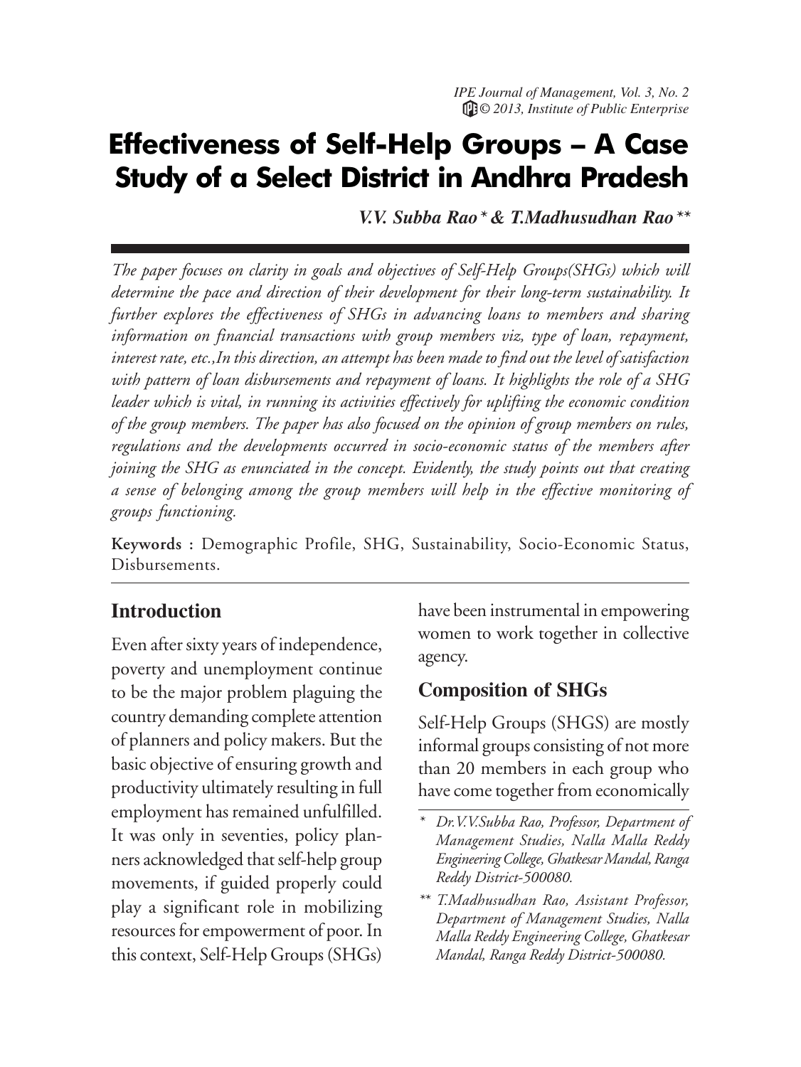# Effectiveness of Self-Help Groups – A Case Study of a Select District in Andhra Pradesh

***V.V. Subba Rao\* & T.Madhusudhan Rao\*\****

*The paper focuses on clarity in goals and objectives of Self-Help Groups(SHGs) which will determine the pace and direction of their development for their long-term sustainability. It further explores the effectiveness of SHGs in advancing loans to members and sharing information on financial transactions with group members viz, type of loan, repayment, interest rate, etc.,In this direction, an attempt has been made to find out the level of satisfaction with pattern of loan disbursements and repayment of loans. It highlights the role of a SHG leader which is vital, in running its activities effectively for uplifting the economic condition of the group members. The paper has also focused on the opinion of group members on rules, regulations and the developments occurred in socio-economic status of the members after joining the SHG as enunciated in the concept. Evidently, the study points out that creating a sense of belonging among the group members will help in the effective monitoring of groups functioning.*

**Keywords :** Demographic Profile, SHG, Sustainability, Socio-Economic Status, Disbursements.

## Introduction

Even after sixty years of independence, poverty and unemployment continue to be the major problem plaguing the country demanding complete attention of planners and policy makers. But the basic objective of ensuring growth and productivity ultimately resulting in full employment has remained unfulfilled. It was only in seventies, policy planners acknowledged that self-help group movements, if guided properly could play a significant role in mobilizing resources for empowerment of poor. In this context, Self-Help Groups (SHGs) have been instrumental in empowering women to work together in collective agency.

## Composition of SHGs

Self-Help Groups (SHGS) are mostly informal groups consisting of not more than 20 members in each group who have come together from economically

\* *Dr.V.V.Subba Rao, Professor, Department of Management Studies, Nalla Malla Reddy Engineering College, Ghatkesar Mandal, Ranga Reddy District-500080.*

\*\* *T.Madhusudhan Rao, Assistant Professor, Department of Management Studies, Nalla Malla Reddy Engineering College, Ghatkesar Mandal, Ranga Reddy District-500080.*